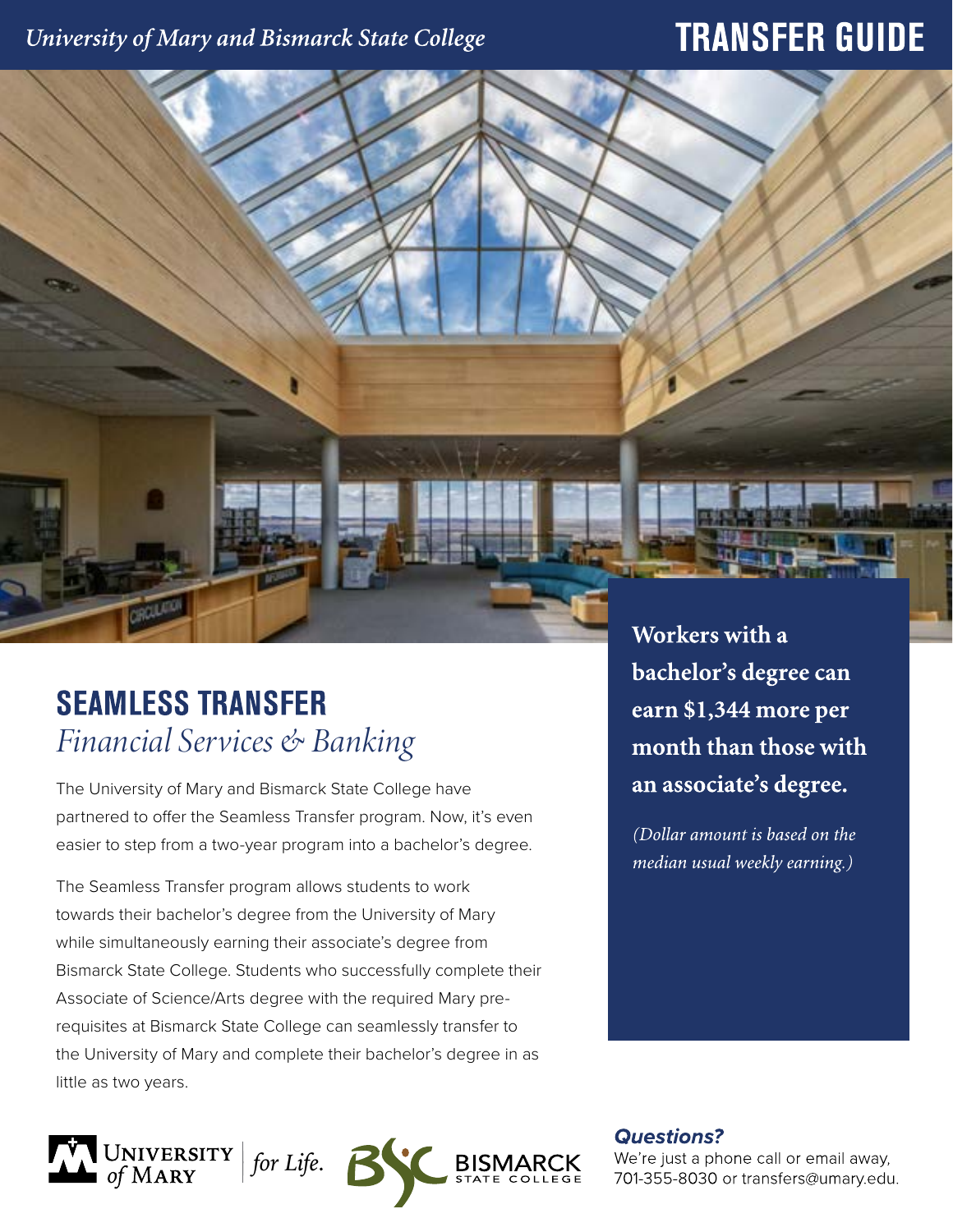*University of Mary and Bismarck State College*

# TRANSFER GUIDE

## SEAMLESS TRANSFER

*Financial Services & Banking*

The University of Mary and Bismarck State College have partnered to offer the Seamless Transfer program. Now, it's even easier to step from a two-year program into a bachelor's degree.

The Seamless Transfer program allows students to work towards their bachelor's degree from the University of Mary while simultaneously earning their associate's degree from Bismarck State College. Students who successfully complete their Associate of Science/Arts degree with the required Mary pre-requisites at Bismarck State College can seamlessly transfer to the University of Mary and complete their bachelor's degree in as little as two years.

**Workers with a bachelor's degree can earn $1,344 more per month than those with an associate's degree.**

*(Dollar amount is based on the median usual weekly earning.)*

***Questions?***

We're just a phone call or email away, 701-355-8030 or transfers@umary.edu.

University of Mary | *for Life.*

Bismarck State College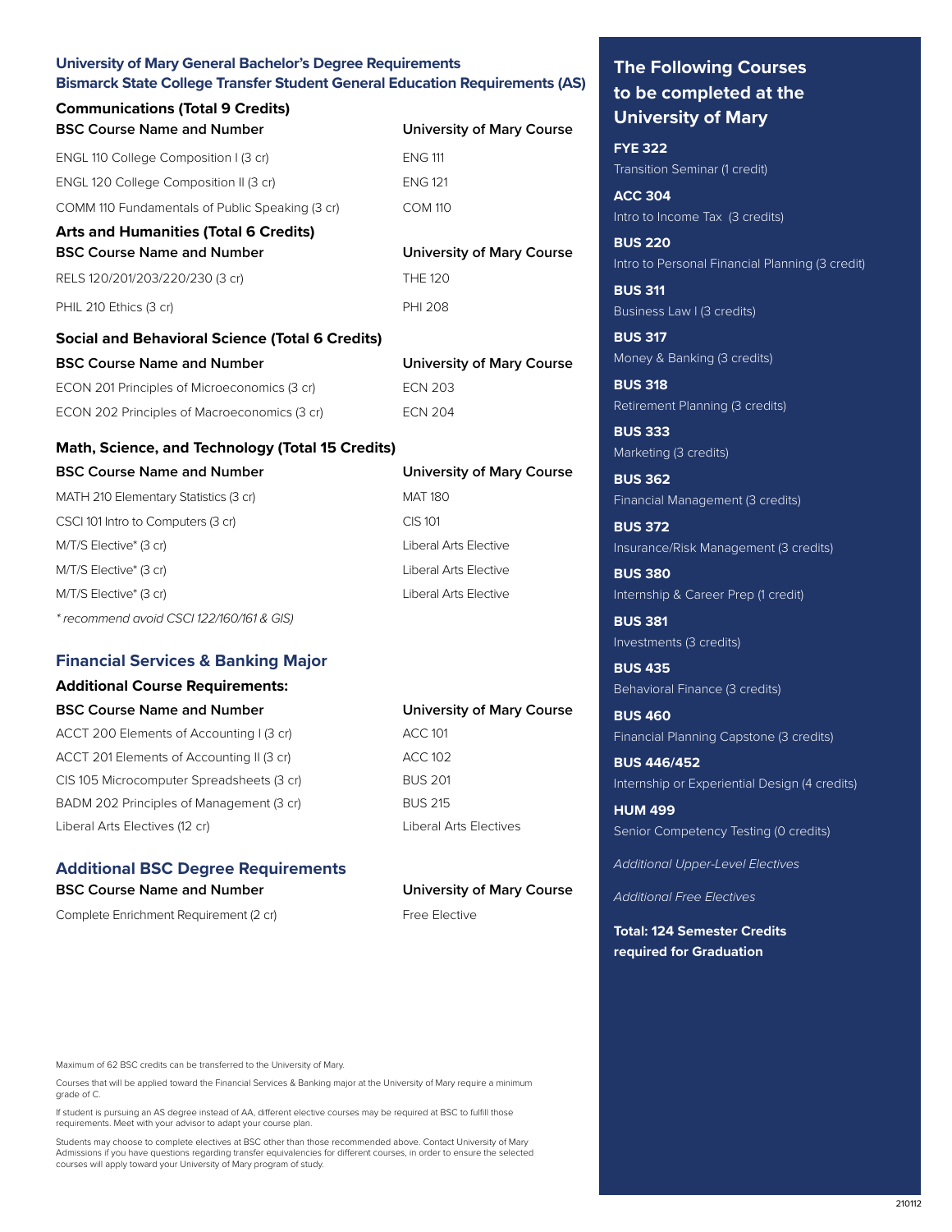## University of Mary General Bachelor's Degree Requirements
## Bismarck State College Transfer Student General Education Requirements (AS)

### Communications (Total 9 Credits)

| BSC Course Name and Number | University of Mary Course |
| --- | --- |
| ENGL 110 College Composition I (3 cr) | ENG 111 |
| ENGL 120 College Composition II (3 cr) | ENG 121 |
| COMM 110 Fundamentals of Public Speaking (3 cr) | COM 110 |

### Arts and Humanities (Total 6 Credits)

| BSC Course Name and Number | University of Mary Course |
| --- | --- |
| RELS 120/201/203/220/230 (3 cr) | THE 120 |
| PHIL 210 Ethics (3 cr) | PHI 208 |

### Social and Behavioral Science (Total 6 Credits)

| BSC Course Name and Number | University of Mary Course |
| --- | --- |
| ECON 201 Principles of Microeconomics (3 cr) | ECN 203 |
| ECON 202 Principles of Macroeconomics (3 cr) | ECN 204 |

### Math, Science, and Technology (Total 15 Credits)

| BSC Course Name and Number | University of Mary Course |
| --- | --- |
| MATH 210 Elementary Statistics (3 cr) | MAT 180 |
| CSCI 101 Intro to Computers (3 cr) | CIS 101 |
| M/T/S Elective* (3 cr) | Liberal Arts Elective |
| M/T/S Elective* (3 cr) | Liberal Arts Elective |
| M/T/S Elective* (3 cr) | Liberal Arts Elective |

*\* recommend avoid CSCI 122/160/161 & GIS)*

## Financial Services & Banking Major

### Additional Course Requirements:

| BSC Course Name and Number | University of Mary Course |
| --- | --- |
| ACCT 200 Elements of Accounting I (3 cr) | ACC 101 |
| ACCT 201 Elements of Accounting II (3 cr) | ACC 102 |
| CIS 105 Microcomputer Spreadsheets (3 cr) | BUS 201 |
| BADM 202 Principles of Management (3 cr) | BUS 215 |
| Liberal Arts Electives (12 cr) | Liberal Arts Electives |

## Additional BSC Degree Requirements

| BSC Course Name and Number | University of Mary Course |
| --- | --- |
| Complete Enrichment Requirement (2 cr) | Free Elective |

Maximum of 62 BSC credits can be transferred to the University of Mary.

Courses that will be applied toward the Financial Services & Banking major at the University of Mary require a minimum grade of C.

If student is pursuing an AS degree instead of AA, different elective courses may be required at BSC to fulfill those requirements. Meet with your advisor to adapt your course plan.

Students may choose to complete electives at BSC other than those recommended above. Contact University of Mary Admissions if you have questions regarding transfer equivalencies for different courses, in order to ensure the selected courses will apply toward your University of Mary program of study.

## The Following Courses to be completed at the University of Mary

**FYE 322**
Transition Seminar (1 credit)

**ACC 304**
Intro to Income Tax (3 credits)

**BUS 220**
Intro to Personal Financial Planning (3 credit)

**BUS 311**
Business Law I (3 credits)

**BUS 317**
Money & Banking (3 credits)

**BUS 318**
Retirement Planning (3 credits)

**BUS 333**
Marketing (3 credits)

**BUS 362**
Financial Management (3 credits)

**BUS 372**
Insurance/Risk Management (3 credits)

**BUS 380**
Internship & Career Prep (1 credit)

**BUS 381**
Investments (3 credits)

**BUS 435**
Behavioral Finance (3 credits)

**BUS 460**
Financial Planning Capstone (3 credits)

**BUS 446/452**
Internship or Experiential Design (4 credits)

**HUM 499**
Senior Competency Testing (0 credits)

*Additional Upper-Level Electives*

*Additional Free Electives*

**Total: 124 Semester Credits required for Graduation**

210112